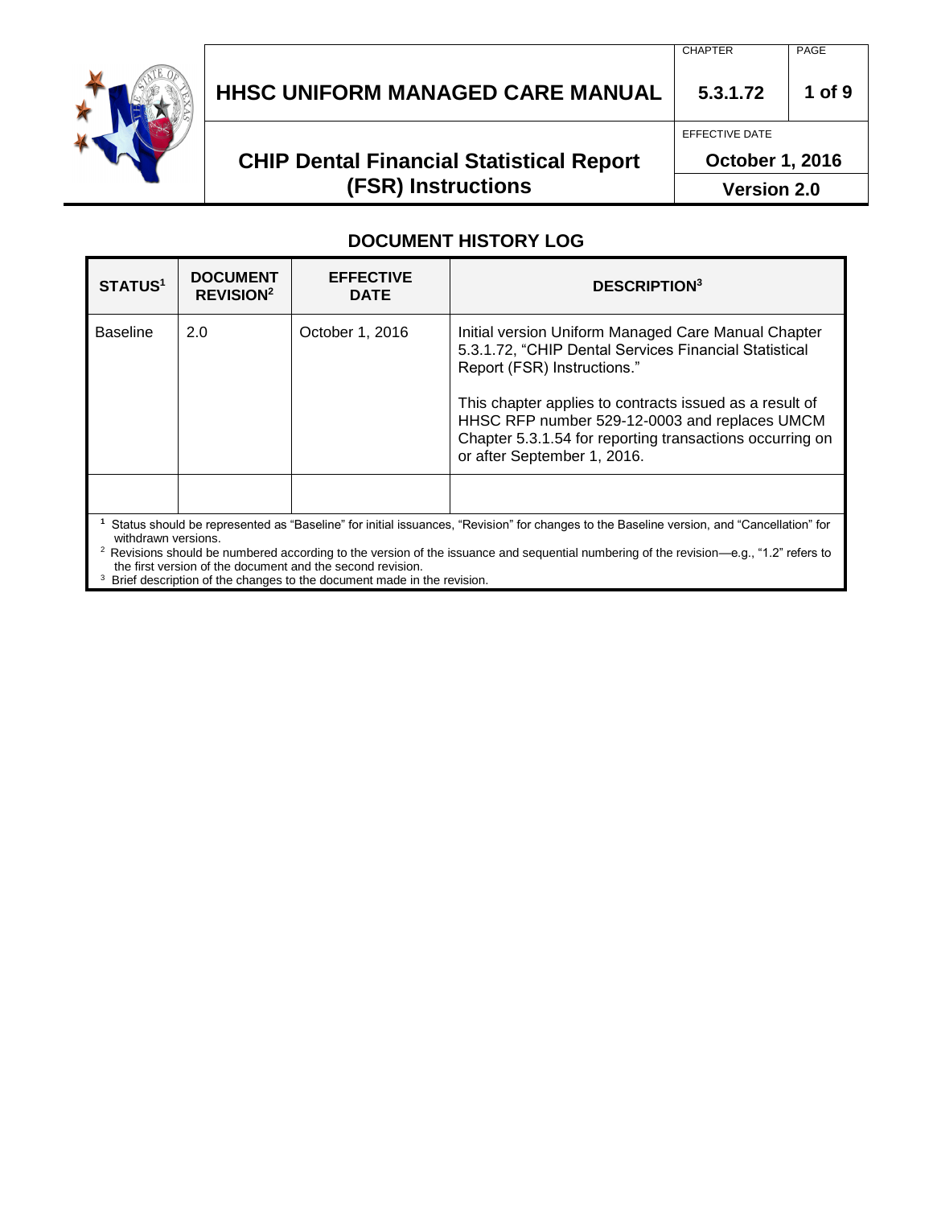# HHSC UNIFORM MANAGED CARE MANUAL

| CHAPTER | PAGE |
|---|---|
| 5.3.1.72 | 1 of 9 |

## CHIP Dental Financial Statistical Report (FSR) Instructions

EFFECTIVE DATE: October 1, 2016

Version 2.0

### DOCUMENT HISTORY LOG

| STATUS[1] | DOCUMENT REVISION[2] | EFFECTIVE DATE | DESCRIPTION[3] |
|---|---|---|---|
| Baseline | 2.0 | October 1, 2016 | Initial version Uniform Managed Care Manual Chapter 5.3.1.72, "CHIP Dental Services Financial Statistical Report (FSR) Instructions."<br><br>This chapter applies to contracts issued as a result of HHSC RFP number 529-12-0003 and replaces UMCM Chapter 5.3.1.54 for reporting transactions occurring on or after September 1, 2016. |
| | | | |

[1] Status should be represented as "Baseline" for initial issuances, "Revision" for changes to the Baseline version, and "Cancellation" for withdrawn versions.

[2] Revisions should be numbered according to the version of the issuance and sequential numbering of the revision—e.g., "1.2" refers to the first version of the document and the second revision.

[3] Brief description of the changes to the document made in the revision.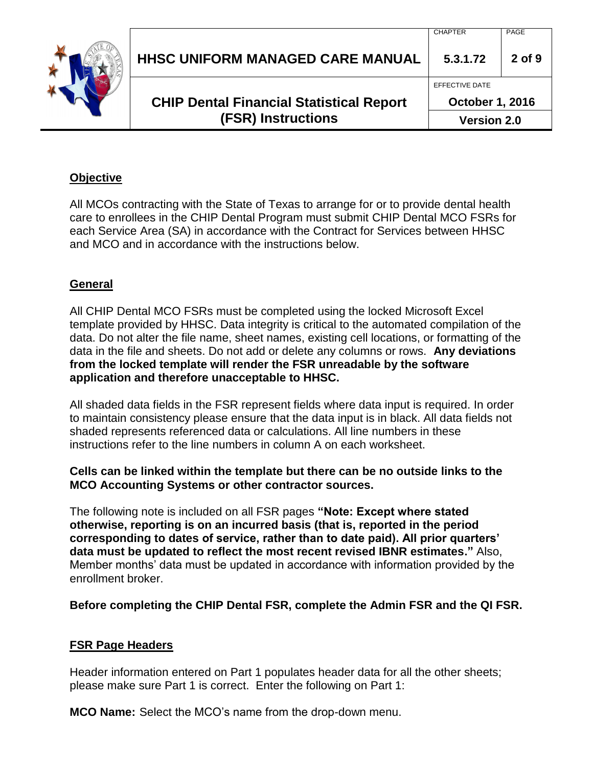## Objective

All MCOs contracting with the State of Texas to arrange for or to provide dental health care to enrollees in the CHIP Dental Program must submit CHIP Dental MCO FSRs for each Service Area (SA) in accordance with the Contract for Services between HHSC and MCO and in accordance with the instructions below.

## General

All CHIP Dental MCO FSRs must be completed using the locked Microsoft Excel template provided by HHSC. Data integrity is critical to the automated compilation of the data. Do not alter the file name, sheet names, existing cell locations, or formatting of the data in the file and sheets. Do not add or delete any columns or rows. **Any deviations from the locked template will render the FSR unreadable by the software application and therefore unacceptable to HHSC.**

All shaded data fields in the FSR represent fields where data input is required. In order to maintain consistency please ensure that the data input is in black. All data fields not shaded represents referenced data or calculations. All line numbers in these instructions refer to the line numbers in column A on each worksheet.

**Cells can be linked within the template but there can be no outside links to the MCO Accounting Systems or other contractor sources.**

The following note is included on all FSR pages **"Note: Except where stated otherwise, reporting is on an incurred basis (that is, reported in the period corresponding to dates of service, rather than to date paid). All prior quarters' data must be updated to reflect the most recent revised IBNR estimates."** Also, Member months' data must be updated in accordance with information provided by the enrollment broker.

**Before completing the CHIP Dental FSR, complete the Admin FSR and the QI FSR.**

## FSR Page Headers

Header information entered on Part 1 populates header data for all the other sheets; please make sure Part 1 is correct. Enter the following on Part 1:

**MCO Name:** Select the MCO's name from the drop-down menu.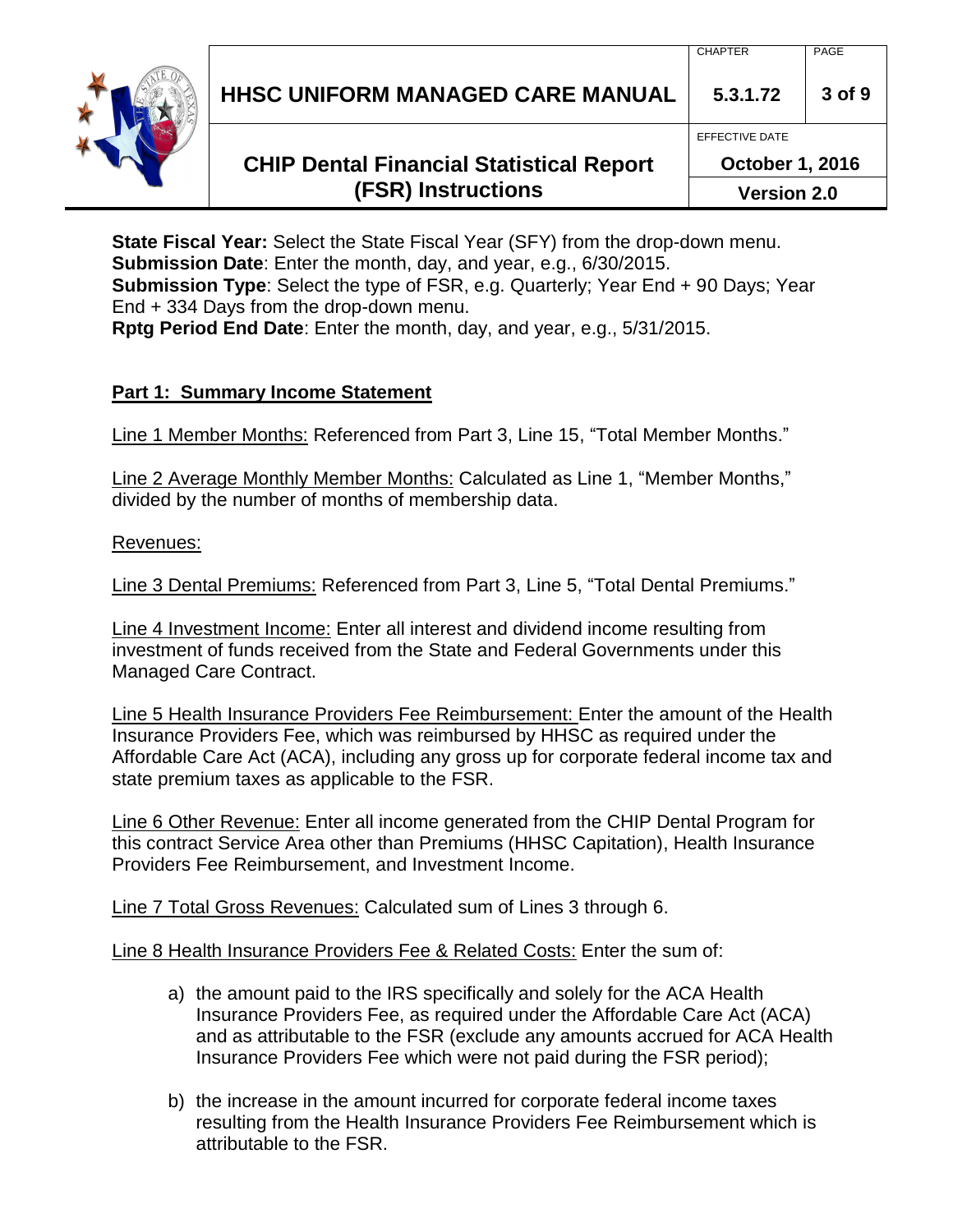**State Fiscal Year:** Select the State Fiscal Year (SFY) from the drop-down menu.
**Submission Date**: Enter the month, day, and year, e.g., 6/30/2015.
**Submission Type**: Select the type of FSR, e.g. Quarterly; Year End + 90 Days; Year End + 334 Days from the drop-down menu.
**Rptg Period End Date**: Enter the month, day, and year, e.g., 5/31/2015.

**Part 1: Summary Income Statement**

Line 1 Member Months: Referenced from Part 3, Line 15, "Total Member Months."

Line 2 Average Monthly Member Months: Calculated as Line 1, "Member Months," divided by the number of months of membership data.

Revenues:

Line 3 Dental Premiums: Referenced from Part 3, Line 5, "Total Dental Premiums."

Line 4 Investment Income: Enter all interest and dividend income resulting from investment of funds received from the State and Federal Governments under this Managed Care Contract.

Line 5 Health Insurance Providers Fee Reimbursement: Enter the amount of the Health Insurance Providers Fee, which was reimbursed by HHSC as required under the Affordable Care Act (ACA), including any gross up for corporate federal income tax and state premium taxes as applicable to the FSR.

Line 6 Other Revenue: Enter all income generated from the CHIP Dental Program for this contract Service Area other than Premiums (HHSC Capitation), Health Insurance Providers Fee Reimbursement, and Investment Income.

Line 7 Total Gross Revenues: Calculated sum of Lines 3 through 6.

Line 8 Health Insurance Providers Fee & Related Costs: Enter the sum of:

a) the amount paid to the IRS specifically and solely for the ACA Health Insurance Providers Fee, as required under the Affordable Care Act (ACA) and as attributable to the FSR (exclude any amounts accrued for ACA Health Insurance Providers Fee which were not paid during the FSR period);

b) the increase in the amount incurred for corporate federal income taxes resulting from the Health Insurance Providers Fee Reimbursement which is attributable to the FSR.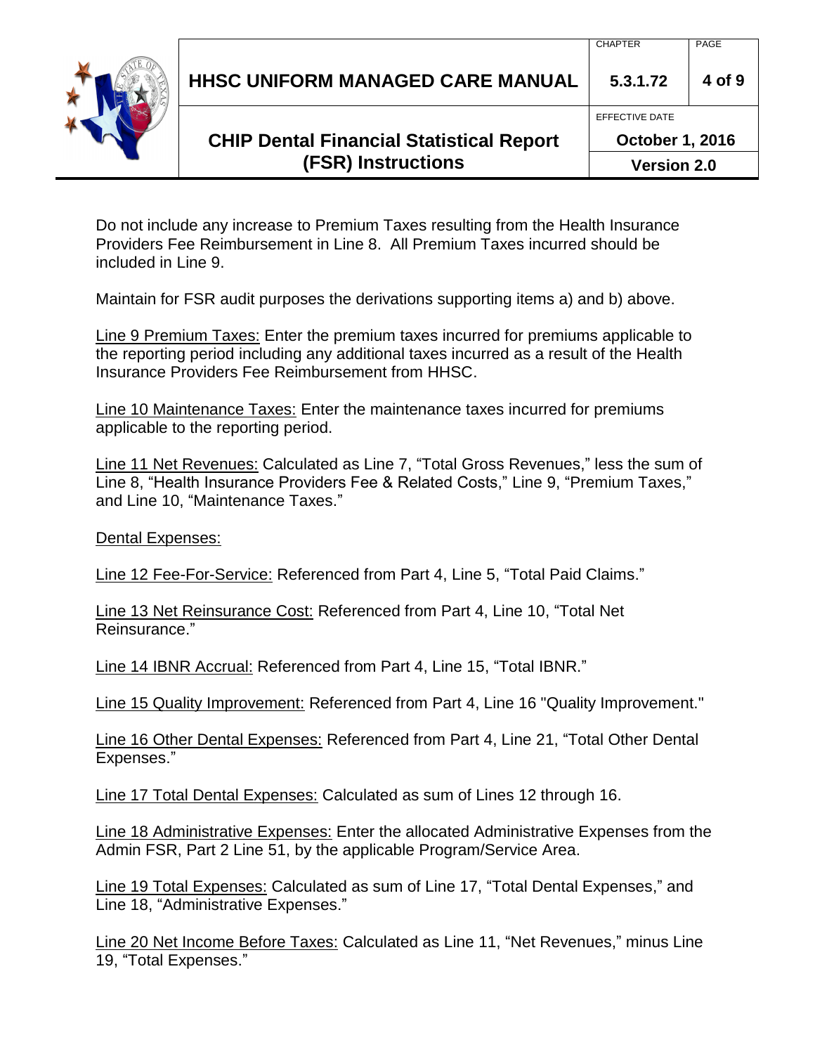Do not include any increase to Premium Taxes resulting from the Health Insurance Providers Fee Reimbursement in Line 8. All Premium Taxes incurred should be included in Line 9.

Maintain for FSR audit purposes the derivations supporting items a) and b) above.

Line 9 Premium Taxes: Enter the premium taxes incurred for premiums applicable to the reporting period including any additional taxes incurred as a result of the Health Insurance Providers Fee Reimbursement from HHSC.

Line 10 Maintenance Taxes: Enter the maintenance taxes incurred for premiums applicable to the reporting period.

Line 11 Net Revenues: Calculated as Line 7, "Total Gross Revenues," less the sum of Line 8, "Health Insurance Providers Fee & Related Costs," Line 9, "Premium Taxes," and Line 10, "Maintenance Taxes."

Dental Expenses:

Line 12 Fee-For-Service: Referenced from Part 4, Line 5, "Total Paid Claims."

Line 13 Net Reinsurance Cost: Referenced from Part 4, Line 10, "Total Net Reinsurance."

Line 14 IBNR Accrual: Referenced from Part 4, Line 15, "Total IBNR."

Line 15 Quality Improvement: Referenced from Part 4, Line 16 "Quality Improvement."

Line 16 Other Dental Expenses: Referenced from Part 4, Line 21, "Total Other Dental Expenses."

Line 17 Total Dental Expenses: Calculated as sum of Lines 12 through 16.

Line 18 Administrative Expenses: Enter the allocated Administrative Expenses from the Admin FSR, Part 2 Line 51, by the applicable Program/Service Area.

Line 19 Total Expenses: Calculated as sum of Line 17, "Total Dental Expenses," and Line 18, "Administrative Expenses."

Line 20 Net Income Before Taxes: Calculated as Line 11, "Net Revenues," minus Line 19, "Total Expenses."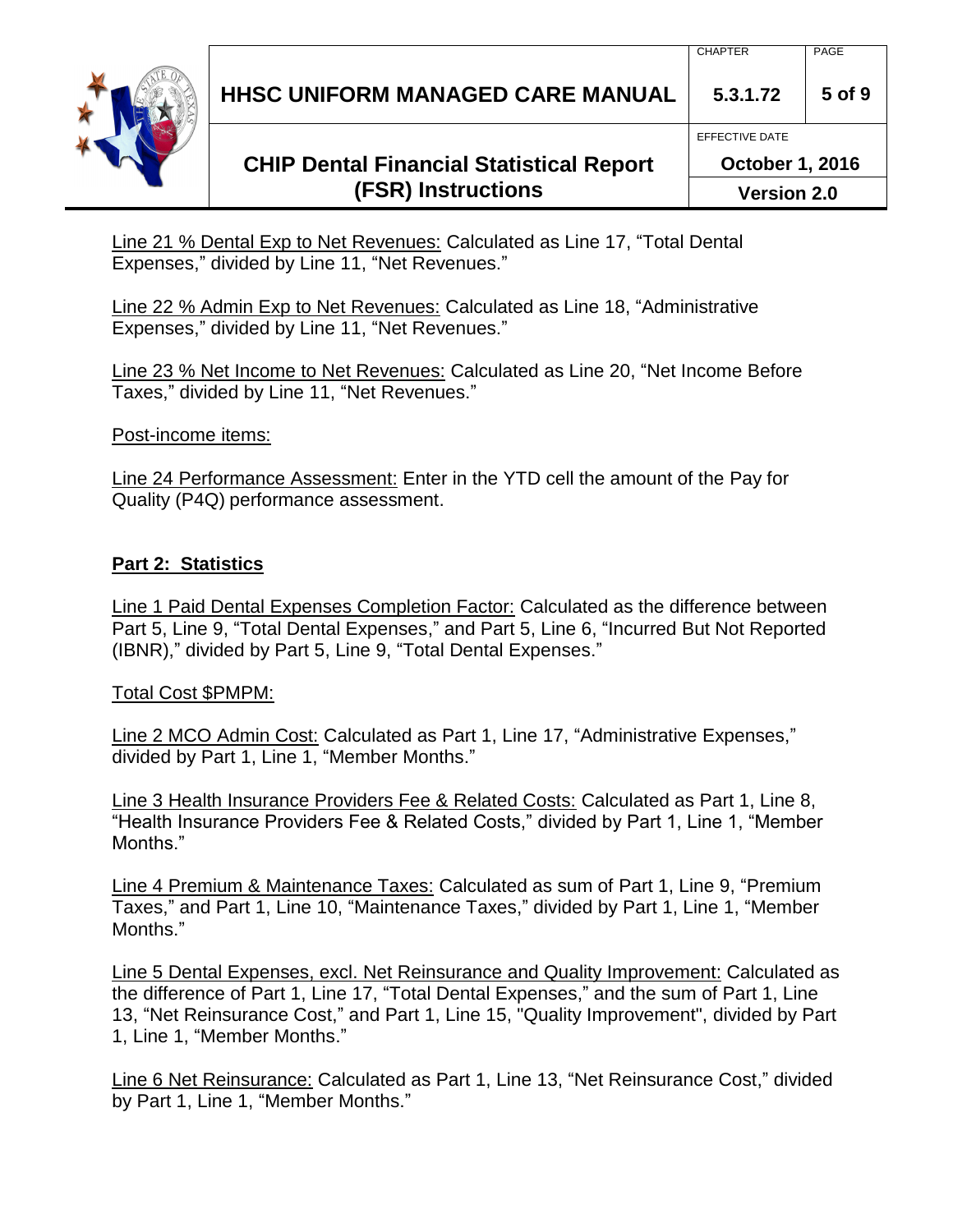<u>Line 21 % Dental Exp to Net Revenues:</u> Calculated as Line 17, "Total Dental Expenses," divided by Line 11, "Net Revenues."

<u>Line 22 % Admin Exp to Net Revenues:</u> Calculated as Line 18, "Administrative Expenses," divided by Line 11, "Net Revenues."

<u>Line 23 % Net Income to Net Revenues:</u> Calculated as Line 20, "Net Income Before Taxes," divided by Line 11, "Net Revenues."

<u>Post-income items:</u>

<u>Line 24 Performance Assessment:</u> Enter in the YTD cell the amount of the Pay for Quality (P4Q) performance assessment.

## Part 2: Statistics

<u>Line 1 Paid Dental Expenses Completion Factor:</u> Calculated as the difference between Part 5, Line 9, "Total Dental Expenses," and Part 5, Line 6, "Incurred But Not Reported (IBNR)," divided by Part 5, Line 9, "Total Dental Expenses."

<u>Total Cost $PMPM:</u>

<u>Line 2 MCO Admin Cost:</u> Calculated as Part 1, Line 17, "Administrative Expenses," divided by Part 1, Line 1, "Member Months."

<u>Line 3 Health Insurance Providers Fee & Related Costs:</u> Calculated as Part 1, Line 8, "Health Insurance Providers Fee & Related Costs," divided by Part 1, Line 1, "Member Months."

<u>Line 4 Premium & Maintenance Taxes:</u> Calculated as sum of Part 1, Line 9, "Premium Taxes," and Part 1, Line 10, "Maintenance Taxes," divided by Part 1, Line 1, "Member Months."

<u>Line 5 Dental Expenses, excl. Net Reinsurance and Quality Improvement:</u> Calculated as the difference of Part 1, Line 17, "Total Dental Expenses," and the sum of Part 1, Line 13, "Net Reinsurance Cost," and Part 1, Line 15, "Quality Improvement", divided by Part 1, Line 1, "Member Months."

<u>Line 6 Net Reinsurance:</u> Calculated as Part 1, Line 13, "Net Reinsurance Cost," divided by Part 1, Line 1, "Member Months."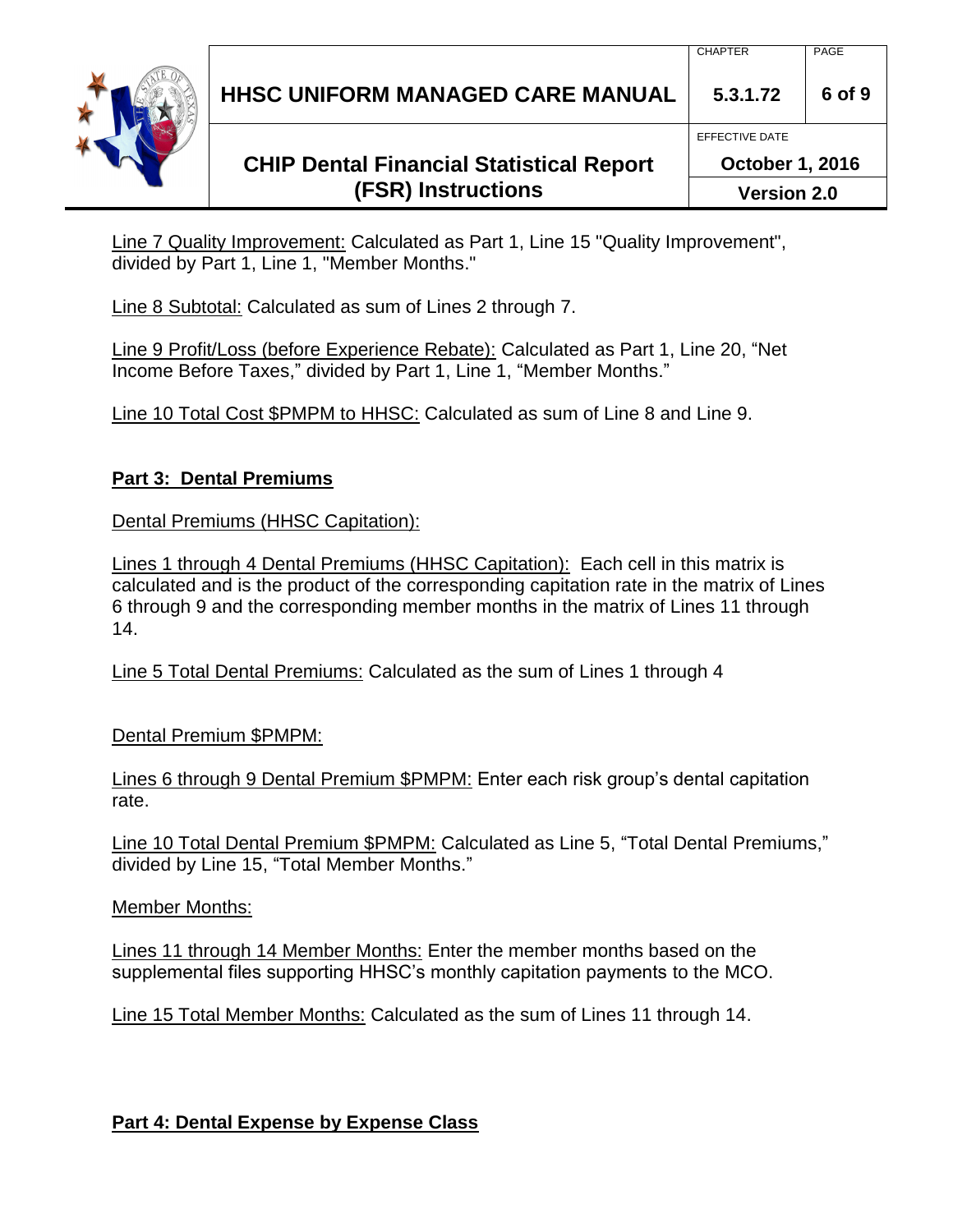Line 7 Quality Improvement: Calculated as Part 1, Line 15 "Quality Improvement", divided by Part 1, Line 1, "Member Months."

Line 8 Subtotal: Calculated as sum of Lines 2 through 7.

Line 9 Profit/Loss (before Experience Rebate): Calculated as Part 1, Line 20, "Net Income Before Taxes," divided by Part 1, Line 1, "Member Months."

Line 10 Total Cost $PMPM to HHSC: Calculated as sum of Line 8 and Line 9.

**Part 3: Dental Premiums**

Dental Premiums (HHSC Capitation):

Lines 1 through 4 Dental Premiums (HHSC Capitation): Each cell in this matrix is calculated and is the product of the corresponding capitation rate in the matrix of Lines 6 through 9 and the corresponding member months in the matrix of Lines 11 through 14.

Line 5 Total Dental Premiums: Calculated as the sum of Lines 1 through 4

Dental Premium $PMPM:

Lines 6 through 9 Dental Premium $PMPM: Enter each risk group's dental capitation rate.

Line 10 Total Dental Premium $PMPM: Calculated as Line 5, "Total Dental Premiums," divided by Line 15, "Total Member Months."

Member Months:

Lines 11 through 14 Member Months: Enter the member months based on the supplemental files supporting HHSC's monthly capitation payments to the MCO.

Line 15 Total Member Months: Calculated as the sum of Lines 11 through 14.

**Part 4: Dental Expense by Expense Class**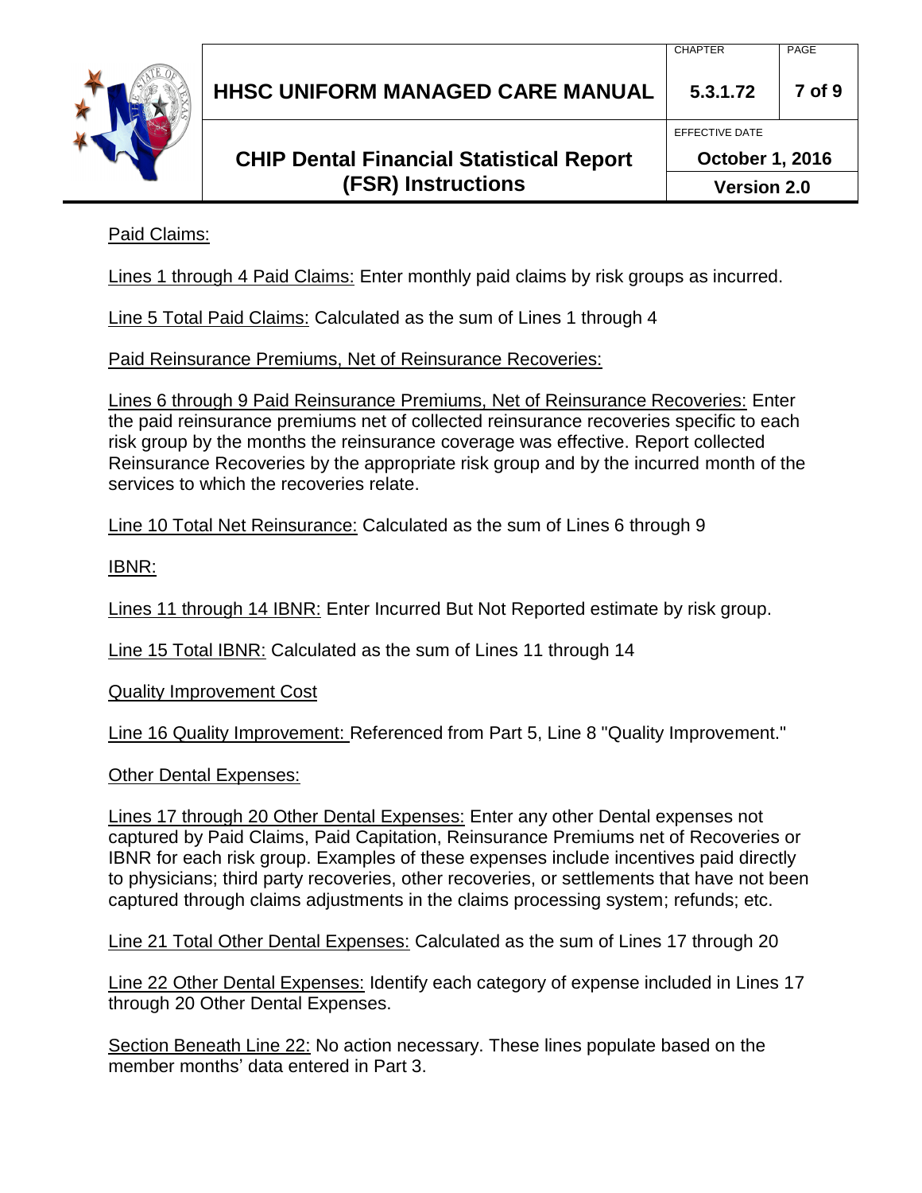Paid Claims:

Lines 1 through 4 Paid Claims: Enter monthly paid claims by risk groups as incurred.

Line 5 Total Paid Claims: Calculated as the sum of Lines 1 through 4

Paid Reinsurance Premiums, Net of Reinsurance Recoveries:

Lines 6 through 9 Paid Reinsurance Premiums, Net of Reinsurance Recoveries: Enter the paid reinsurance premiums net of collected reinsurance recoveries specific to each risk group by the months the reinsurance coverage was effective. Report collected Reinsurance Recoveries by the appropriate risk group and by the incurred month of the services to which the recoveries relate.

Line 10 Total Net Reinsurance: Calculated as the sum of Lines 6 through 9

IBNR:

Lines 11 through 14 IBNR: Enter Incurred But Not Reported estimate by risk group.

Line 15 Total IBNR: Calculated as the sum of Lines 11 through 14

Quality Improvement Cost

Line 16 Quality Improvement: Referenced from Part 5, Line 8 "Quality Improvement."

Other Dental Expenses:

Lines 17 through 20 Other Dental Expenses: Enter any other Dental expenses not captured by Paid Claims, Paid Capitation, Reinsurance Premiums net of Recoveries or IBNR for each risk group. Examples of these expenses include incentives paid directly to physicians; third party recoveries, other recoveries, or settlements that have not been captured through claims adjustments in the claims processing system; refunds; etc.

Line 21 Total Other Dental Expenses: Calculated as the sum of Lines 17 through 20

Line 22 Other Dental Expenses: Identify each category of expense included in Lines 17 through 20 Other Dental Expenses.

Section Beneath Line 22: No action necessary. These lines populate based on the member months' data entered in Part 3.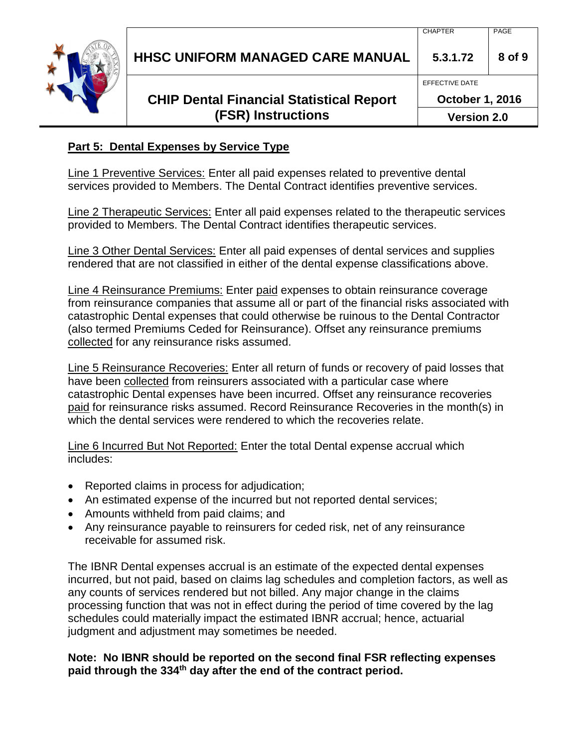## Part 5: Dental Expenses by Service Type

Line 1 Preventive Services: Enter all paid expenses related to preventive dental services provided to Members. The Dental Contract identifies preventive services.

Line 2 Therapeutic Services: Enter all paid expenses related to the therapeutic services provided to Members. The Dental Contract identifies therapeutic services.

Line 3 Other Dental Services: Enter all paid expenses of dental services and supplies rendered that are not classified in either of the dental expense classifications above.

Line 4 Reinsurance Premiums: Enter paid expenses to obtain reinsurance coverage from reinsurance companies that assume all or part of the financial risks associated with catastrophic Dental expenses that could otherwise be ruinous to the Dental Contractor (also termed Premiums Ceded for Reinsurance). Offset any reinsurance premiums collected for any reinsurance risks assumed.

Line 5 Reinsurance Recoveries: Enter all return of funds or recovery of paid losses that have been collected from reinsurers associated with a particular case where catastrophic Dental expenses have been incurred. Offset any reinsurance recoveries paid for reinsurance risks assumed. Record Reinsurance Recoveries in the month(s) in which the dental services were rendered to which the recoveries relate.

Line 6 Incurred But Not Reported: Enter the total Dental expense accrual which includes:

- Reported claims in process for adjudication;
- An estimated expense of the incurred but not reported dental services;
- Amounts withheld from paid claims; and
- Any reinsurance payable to reinsurers for ceded risk, net of any reinsurance receivable for assumed risk.

The IBNR Dental expenses accrual is an estimate of the expected dental expenses incurred, but not paid, based on claims lag schedules and completion factors, as well as any counts of services rendered but not billed. Any major change in the claims processing function that was not in effect during the period of time covered by the lag schedules could materially impact the estimated IBNR accrual; hence, actuarial judgment and adjustment may sometimes be needed.

**Note: No IBNR should be reported on the second final FSR reflecting expenses paid through the 334th day after the end of the contract period.**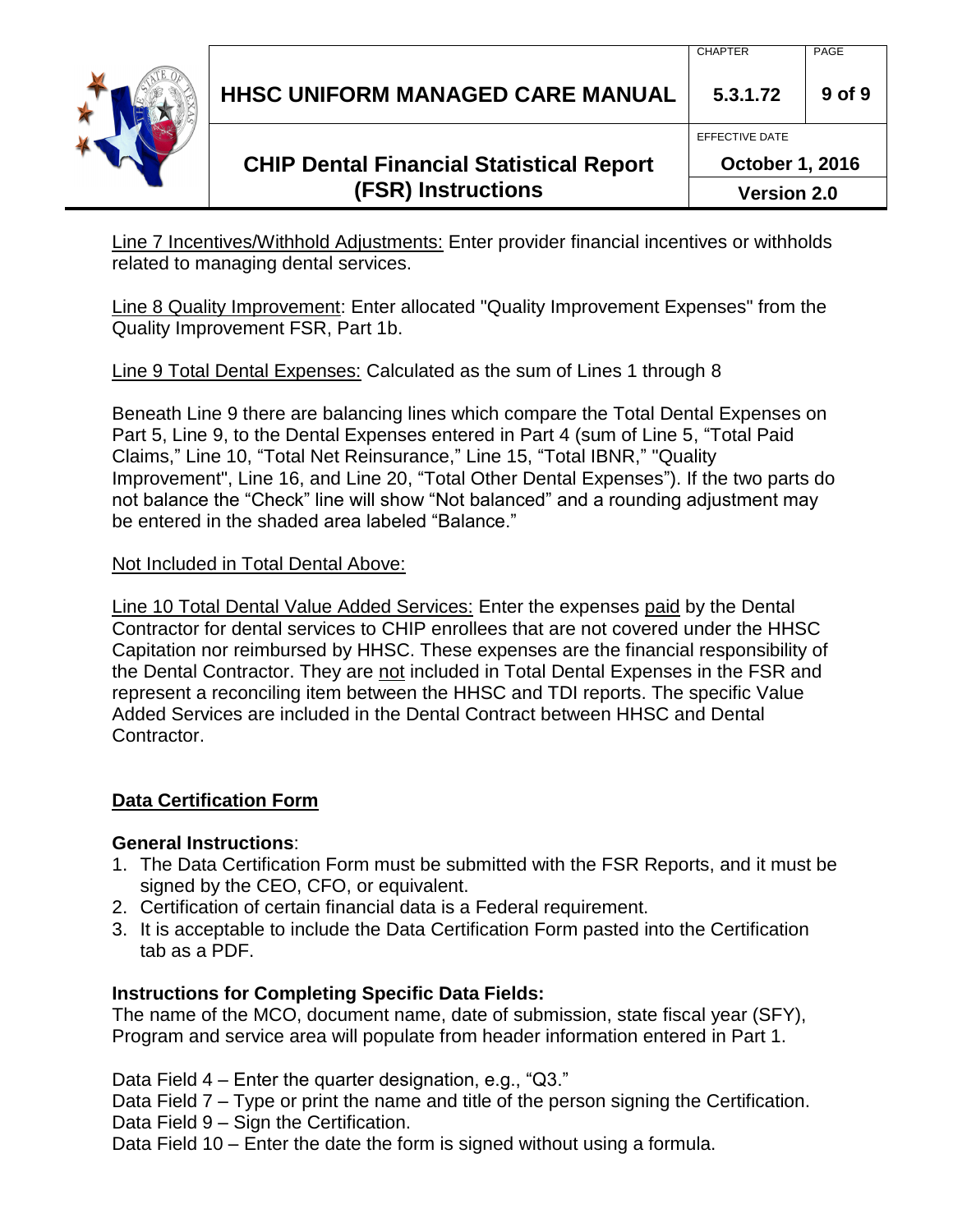Line 7 Incentives/Withhold Adjustments: Enter provider financial incentives or withholds related to managing dental services.

Line 8 Quality Improvement: Enter allocated "Quality Improvement Expenses" from the Quality Improvement FSR, Part 1b.

Line 9 Total Dental Expenses: Calculated as the sum of Lines 1 through 8

Beneath Line 9 there are balancing lines which compare the Total Dental Expenses on Part 5, Line 9, to the Dental Expenses entered in Part 4 (sum of Line 5, "Total Paid Claims," Line 10, "Total Net Reinsurance," Line 15, "Total IBNR," "Quality Improvement", Line 16, and Line 20, "Total Other Dental Expenses"). If the two parts do not balance the "Check" line will show "Not balanced" and a rounding adjustment may be entered in the shaded area labeled "Balance."

Not Included in Total Dental Above:

Line 10 Total Dental Value Added Services: Enter the expenses paid by the Dental Contractor for dental services to CHIP enrollees that are not covered under the HHSC Capitation nor reimbursed by HHSC. These expenses are the financial responsibility of the Dental Contractor. They are not included in Total Dental Expenses in the FSR and represent a reconciling item between the HHSC and TDI reports. The specific Value Added Services are included in the Dental Contract between HHSC and Dental Contractor.

## Data Certification Form

**General Instructions**:

1. The Data Certification Form must be submitted with the FSR Reports, and it must be signed by the CEO, CFO, or equivalent.
2. Certification of certain financial data is a Federal requirement.
3. It is acceptable to include the Data Certification Form pasted into the Certification tab as a PDF.

**Instructions for Completing Specific Data Fields:**

The name of the MCO, document name, date of submission, state fiscal year (SFY), Program and service area will populate from header information entered in Part 1.

Data Field 4 – Enter the quarter designation, e.g., "Q3."
Data Field 7 – Type or print the name and title of the person signing the Certification.
Data Field 9 – Sign the Certification.
Data Field 10 – Enter the date the form is signed without using a formula.